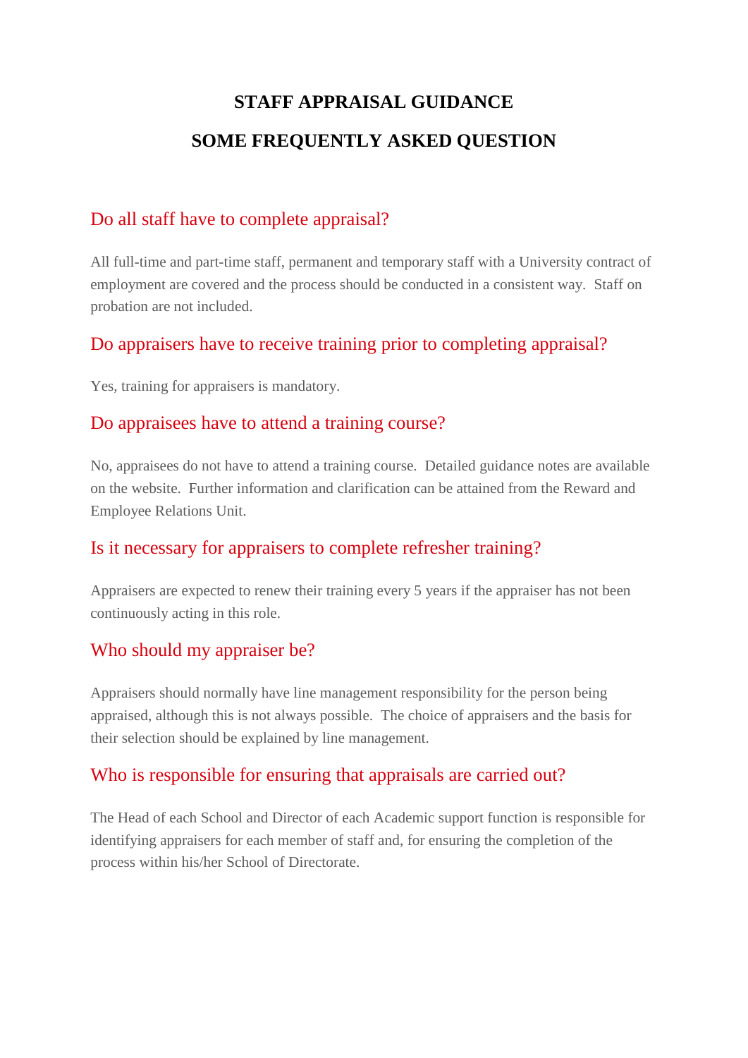# STAFF APPRAISAL GUIDANCE

# SOME FREQUENTLY ASKED QUESTION

## Do all staff have to complete appraisal?

All full-time and part-time staff, permanent and temporary staff with a University contract of employment are covered and the process should be conducted in a consistent way. Staff on probation are not included.

## Do appraisers have to receive training prior to completing appraisal?

Yes, training for appraisers is mandatory.

## Do appraisees have to attend a training course?

No, appraisees do not have to attend a training course. Detailed guidance notes are available on the website. Further information and clarification can be attained from the Reward and Employee Relations Unit.

## Is it necessary for appraisers to complete refresher training?

Appraisers are expected to renew their training every 5 years if the appraiser has not been continuously acting in this role.

## Who should my appraiser be?

Appraisers should normally have line management responsibility for the person being appraised, although this is not always possible. The choice of appraisers and the basis for their selection should be explained by line management.

## Who is responsible for ensuring that appraisals are carried out?

The Head of each School and Director of each Academic support function is responsible for identifying appraisers for each member of staff and, for ensuring the completion of the process within his/her School of Directorate.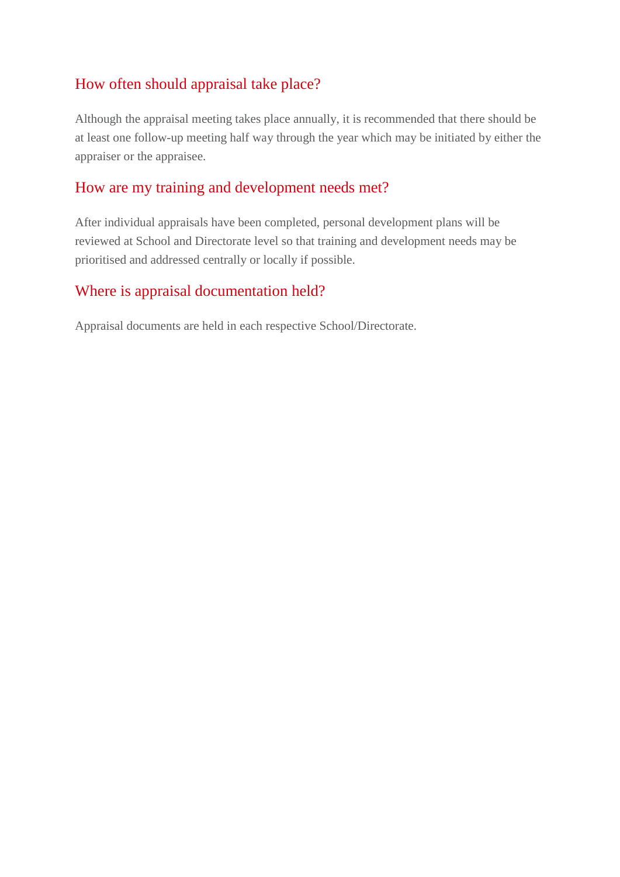## How often should appraisal take place?

Although the appraisal meeting takes place annually, it is recommended that there should be at least one follow-up meeting half way through the year which may be initiated by either the appraiser or the appraisee.

## How are my training and development needs met?

After individual appraisals have been completed, personal development plans will be reviewed at School and Directorate level so that training and development needs may be prioritised and addressed centrally or locally if possible.

## Where is appraisal documentation held?

Appraisal documents are held in each respective School/Directorate.